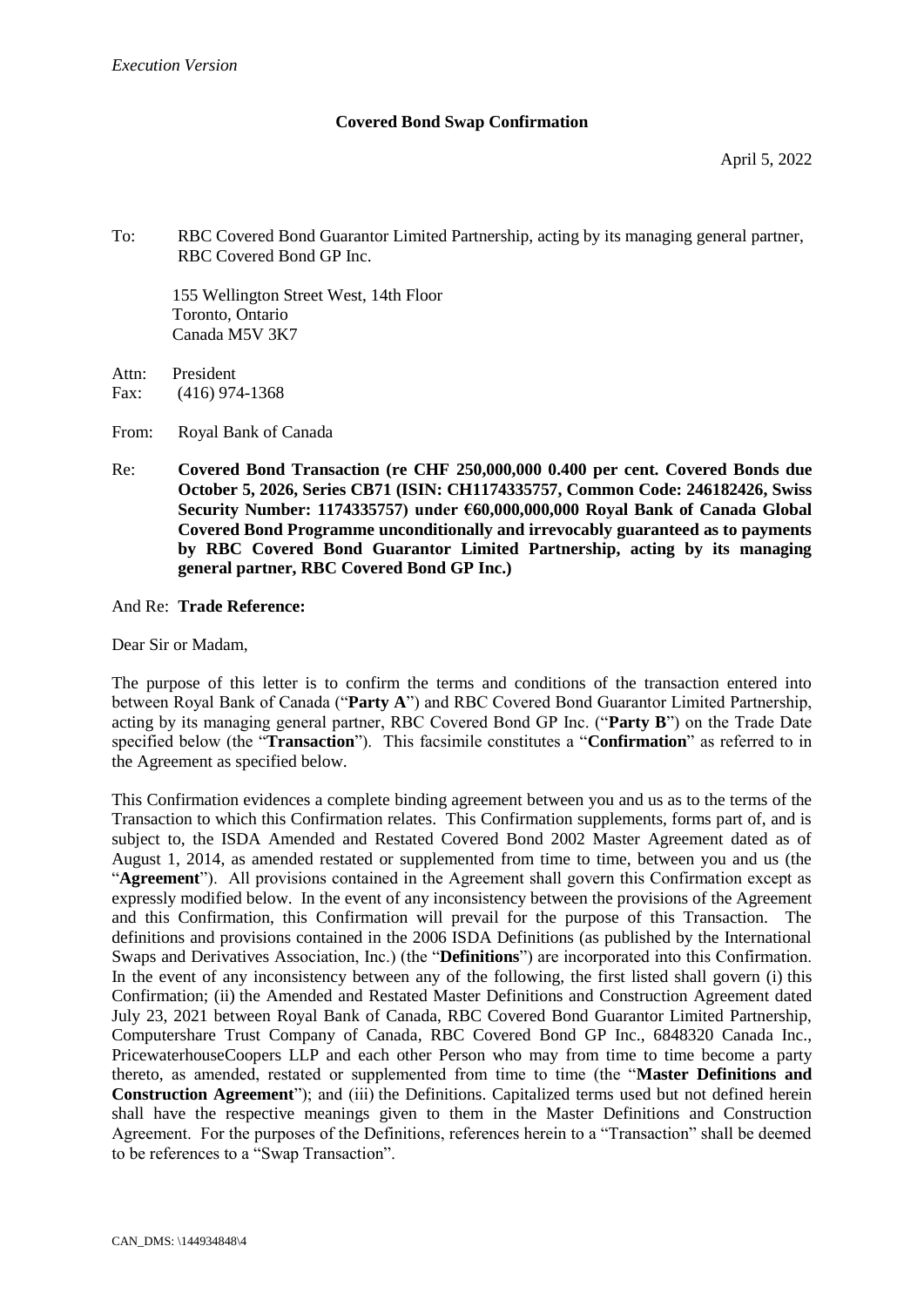*Execution Version*

**Covered Bond Swap Confirmation**

April 5, 2022

To: RBC Covered Bond Guarantor Limited Partnership, acting by its managing general partner, RBC Covered Bond GP Inc.

155 Wellington Street West, 14th Floor
Toronto, Ontario
Canada M5V 3K7

Attn: President
Fax: (416) 974-1368

From: Royal Bank of Canada

Re: **Covered Bond Transaction (re CHF 250,000,000 0.400 per cent. Covered Bonds due October 5, 2026, Series CB71 (ISIN: CH1174335757, Common Code: 246182426, Swiss Security Number: 1174335757) under €60,000,000,000 Royal Bank of Canada Global Covered Bond Programme unconditionally and irrevocably guaranteed as to payments by RBC Covered Bond Guarantor Limited Partnership, acting by its managing general partner, RBC Covered Bond GP Inc.)**

And Re: **Trade Reference:**

Dear Sir or Madam,

The purpose of this letter is to confirm the terms and conditions of the transaction entered into between Royal Bank of Canada ("**Party A**") and RBC Covered Bond Guarantor Limited Partnership, acting by its managing general partner, RBC Covered Bond GP Inc. ("**Party B**") on the Trade Date specified below (the "**Transaction**"). This facsimile constitutes a "**Confirmation**" as referred to in the Agreement as specified below.

This Confirmation evidences a complete binding agreement between you and us as to the terms of the Transaction to which this Confirmation relates. This Confirmation supplements, forms part of, and is subject to, the ISDA Amended and Restated Covered Bond 2002 Master Agreement dated as of August 1, 2014, as amended restated or supplemented from time to time, between you and us (the "**Agreement**"). All provisions contained in the Agreement shall govern this Confirmation except as expressly modified below. In the event of any inconsistency between the provisions of the Agreement and this Confirmation, this Confirmation will prevail for the purpose of this Transaction. The definitions and provisions contained in the 2006 ISDA Definitions (as published by the International Swaps and Derivatives Association, Inc.) (the "**Definitions**") are incorporated into this Confirmation. In the event of any inconsistency between any of the following, the first listed shall govern (i) this Confirmation; (ii) the Amended and Restated Master Definitions and Construction Agreement dated July 23, 2021 between Royal Bank of Canada, RBC Covered Bond Guarantor Limited Partnership, Computershare Trust Company of Canada, RBC Covered Bond GP Inc., 6848320 Canada Inc., PricewaterhouseCoopers LLP and each other Person who may from time to time become a party thereto, as amended, restated or supplemented from time to time (the "**Master Definitions and Construction Agreement**"); and (iii) the Definitions. Capitalized terms used but not defined herein shall have the respective meanings given to them in the Master Definitions and Construction Agreement. For the purposes of the Definitions, references herein to a "Transaction" shall be deemed to be references to a "Swap Transaction".

CAN_DMS: \144934848\4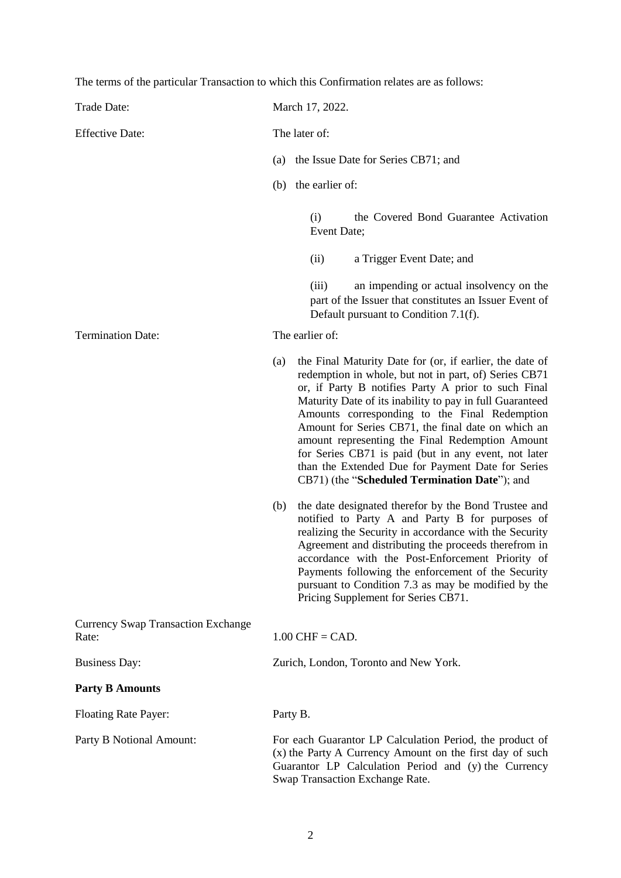The terms of the particular Transaction to which this Confirmation relates are as follows:

| | |
|---|---|
| Trade Date: | March 17, 2022. |
| Effective Date: | The later of:<br><br>(a) the Issue Date for Series CB71; and<br><br>(b) the earlier of:<br><br>(i) the Covered Bond Guarantee Activation Event Date;<br><br>(ii) a Trigger Event Date; and<br><br>(iii) an impending or actual insolvency on the part of the Issuer that constitutes an Issuer Event of Default pursuant to Condition 7.1(f). |
| Termination Date: | The earlier of:<br><br>(a) the Final Maturity Date for (or, if earlier, the date of redemption in whole, but not in part, of) Series CB71 or, if Party B notifies Party A prior to such Final Maturity Date of its inability to pay in full Guaranteed Amounts corresponding to the Final Redemption Amount for Series CB71, the final date on which an amount representing the Final Redemption Amount for Series CB71 is paid (but in any event, not later than the Extended Due for Payment Date for Series CB71) (the "**Scheduled Termination Date**"); and<br><br>(b) the date designated therefor by the Bond Trustee and notified to Party A and Party B for purposes of realizing the Security in accordance with the Security Agreement and distributing the proceeds therefrom in accordance with the Post-Enforcement Priority of Payments following the enforcement of the Security pursuant to Condition 7.3 as may be modified by the Pricing Supplement for Series CB71. |
| Currency Swap Transaction Exchange Rate: | 1.00 CHF = CAD. |
| Business Day: | Zurich, London, Toronto and New York. |

**Party B Amounts**

| | |
|---|---|
| Floating Rate Payer: | Party B. |
| Party B Notional Amount: | For each Guarantor LP Calculation Period, the product of (x) the Party A Currency Amount on the first day of such Guarantor LP Calculation Period and (y) the Currency Swap Transaction Exchange Rate. |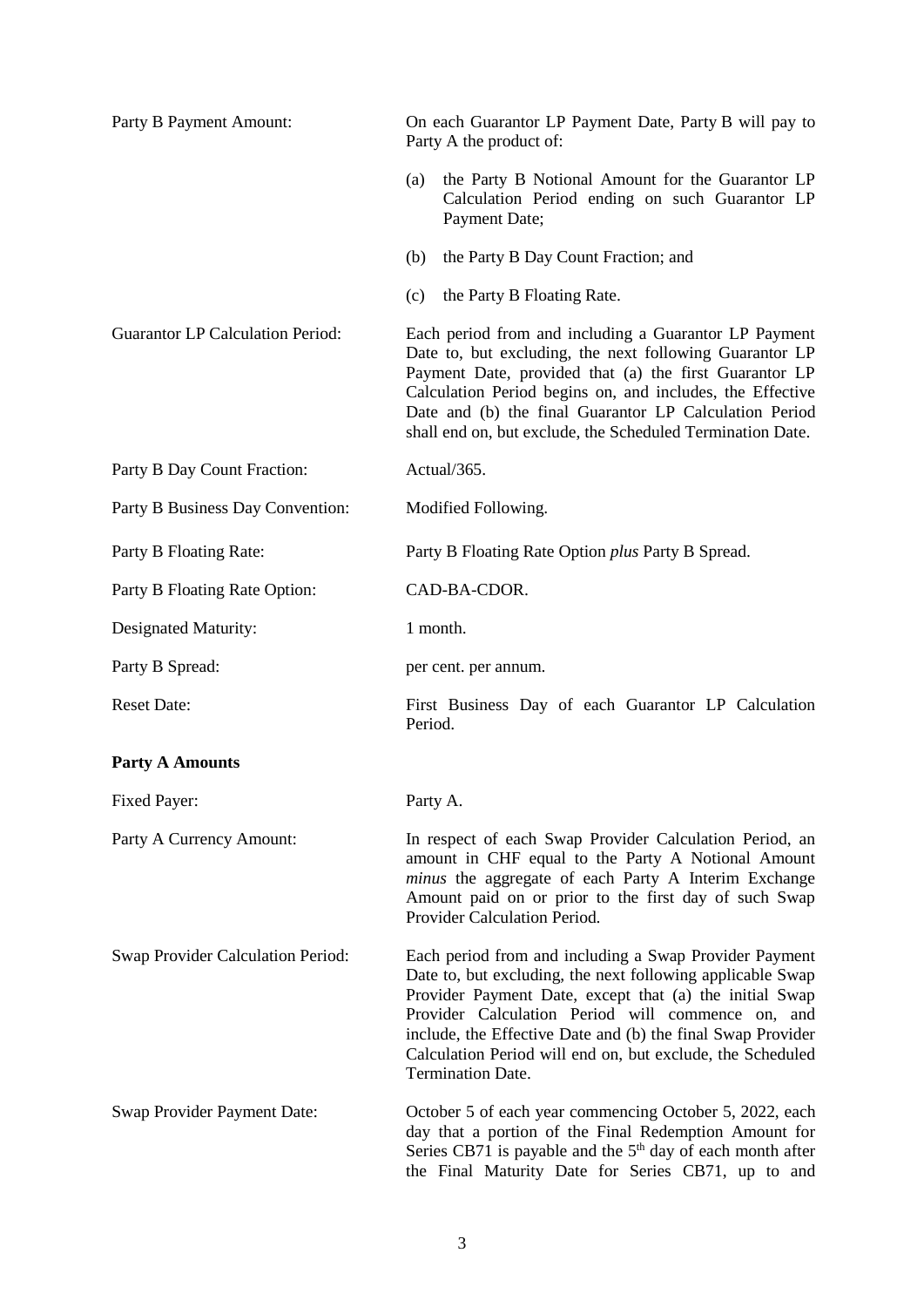| | |
|---|---|
| Party B Payment Amount: | On each Guarantor LP Payment Date, Party B will pay to Party A the product of:<br><br>(a) the Party B Notional Amount for the Guarantor LP Calculation Period ending on such Guarantor LP Payment Date;<br><br>(b) the Party B Day Count Fraction; and<br><br>(c) the Party B Floating Rate. |
| Guarantor LP Calculation Period: | Each period from and including a Guarantor LP Payment Date to, but excluding, the next following Guarantor LP Payment Date, provided that (a) the first Guarantor LP Calculation Period begins on, and includes, the Effective Date and (b) the final Guarantor LP Calculation Period shall end on, but exclude, the Scheduled Termination Date. |
| Party B Day Count Fraction: | Actual/365. |
| Party B Business Day Convention: | Modified Following. |
| Party B Floating Rate: | Party B Floating Rate Option *plus* Party B Spread. |
| Party B Floating Rate Option: | CAD-BA-CDOR. |
| Designated Maturity: | 1 month. |
| Party B Spread: | per cent. per annum. |
| Reset Date: | First Business Day of each Guarantor LP Calculation Period. |

**Party A Amounts**

| | |
|---|---|
| Fixed Payer: | Party A. |
| Party A Currency Amount: | In respect of each Swap Provider Calculation Period, an amount in CHF equal to the Party A Notional Amount *minus* the aggregate of each Party A Interim Exchange Amount paid on or prior to the first day of such Swap Provider Calculation Period. |
| Swap Provider Calculation Period: | Each period from and including a Swap Provider Payment Date to, but excluding, the next following applicable Swap Provider Payment Date, except that (a) the initial Swap Provider Calculation Period will commence on, and include, the Effective Date and (b) the final Swap Provider Calculation Period will end on, but exclude, the Scheduled Termination Date. |
| Swap Provider Payment Date: | October 5 of each year commencing October 5, 2022, each day that a portion of the Final Redemption Amount for Series CB71 is payable and the 5th day of each month after the Final Maturity Date for Series CB71, up to and |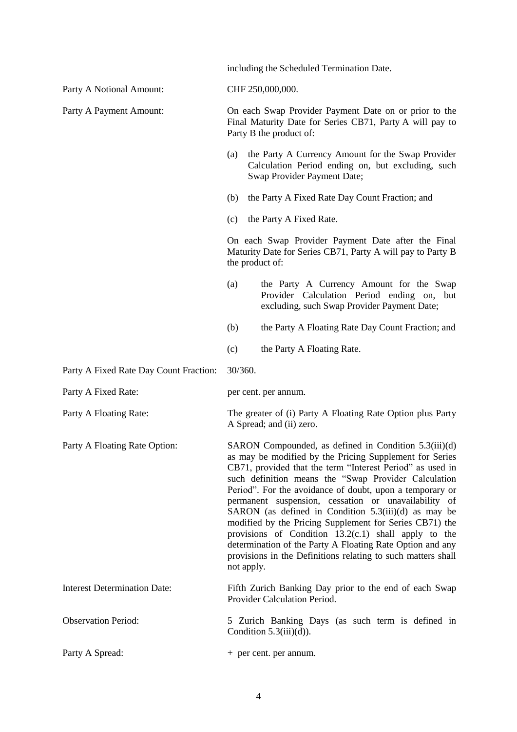including the Scheduled Termination Date.

| | |
|---|---|
| Party A Notional Amount: | CHF 250,000,000. |
| Party A Payment Amount: | On each Swap Provider Payment Date on or prior to the Final Maturity Date for Series CB71, Party A will pay to Party B the product of:<br><br>(a) the Party A Currency Amount for the Swap Provider Calculation Period ending on, but excluding, such Swap Provider Payment Date;<br><br>(b) the Party A Fixed Rate Day Count Fraction; and<br><br>(c) the Party A Fixed Rate.<br><br>On each Swap Provider Payment Date after the Final Maturity Date for Series CB71, Party A will pay to Party B the product of:<br><br>(a) the Party A Currency Amount for the Swap Provider Calculation Period ending on, but excluding, such Swap Provider Payment Date;<br><br>(b) the Party A Floating Rate Day Count Fraction; and<br><br>(c) the Party A Floating Rate. |
| Party A Fixed Rate Day Count Fraction: | 30/360. |
| Party A Fixed Rate: | per cent. per annum. |
| Party A Floating Rate: | The greater of (i) Party A Floating Rate Option plus Party A Spread; and (ii) zero. |
| Party A Floating Rate Option: | SARON Compounded, as defined in Condition 5.3(iii)(d) as may be modified by the Pricing Supplement for Series CB71, provided that the term "Interest Period" as used in such definition means the "Swap Provider Calculation Period". For the avoidance of doubt, upon a temporary or permanent suspension, cessation or unavailability of SARON (as defined in Condition 5.3(iii)(d) as may be modified by the Pricing Supplement for Series CB71) the provisions of Condition 13.2(c.1) shall apply to the determination of the Party A Floating Rate Option and any provisions in the Definitions relating to such matters shall not apply. |
| Interest Determination Date: | Fifth Zurich Banking Day prior to the end of each Swap Provider Calculation Period. |
| Observation Period: | 5 Zurich Banking Days (as such term is defined in Condition 5.3(iii)(d)). |
| Party A Spread: | + per cent. per annum. |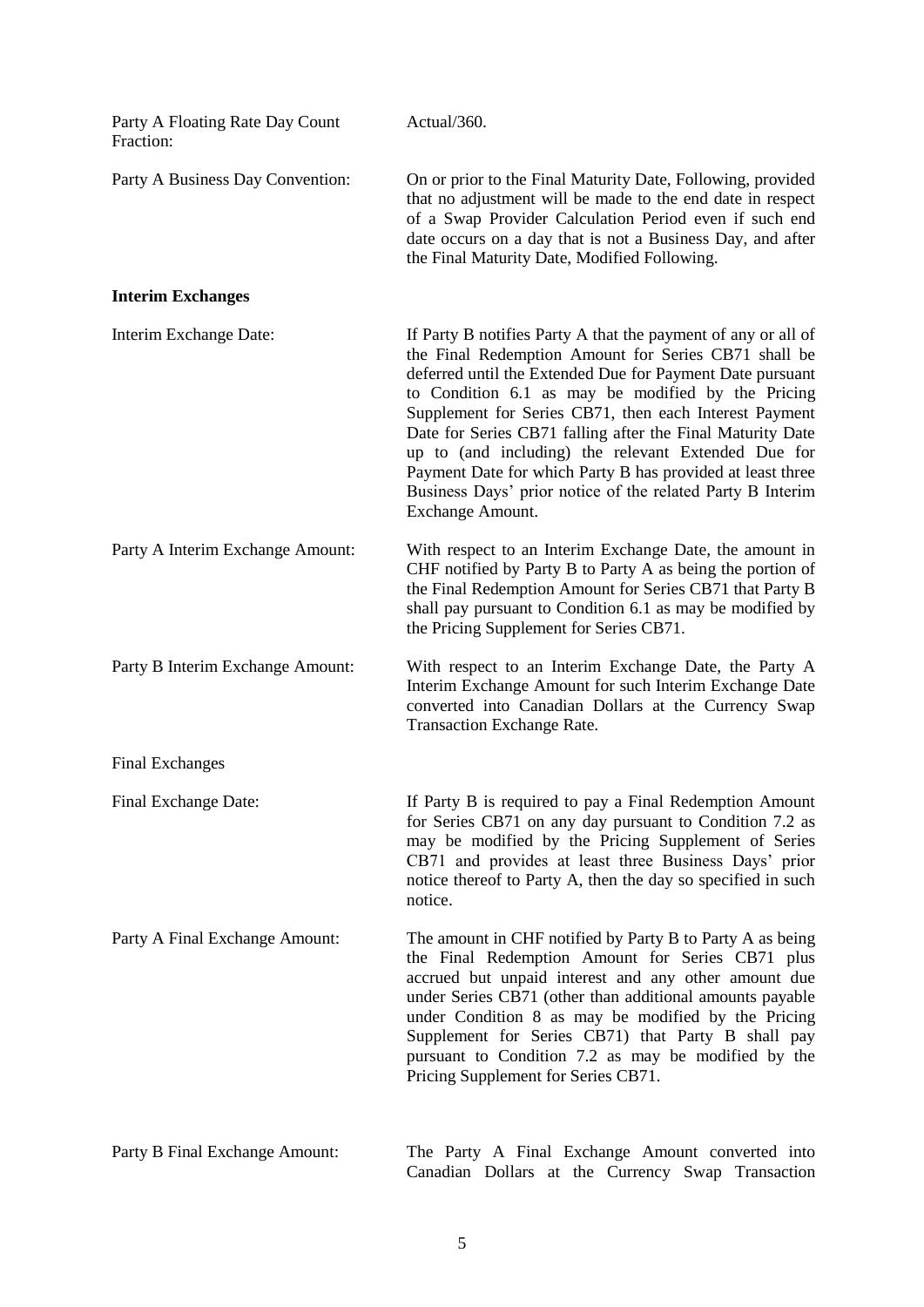Party A Floating Rate Day Count Fraction: Actual/360.

Party A Business Day Convention: On or prior to the Final Maturity Date, Following, provided that no adjustment will be made to the end date in respect of a Swap Provider Calculation Period even if such end date occurs on a day that is not a Business Day, and after the Final Maturity Date, Modified Following.

**Interim Exchanges**

Interim Exchange Date: If Party B notifies Party A that the payment of any or all of the Final Redemption Amount for Series CB71 shall be deferred until the Extended Due for Payment Date pursuant to Condition 6.1 as may be modified by the Pricing Supplement for Series CB71, then each Interest Payment Date for Series CB71 falling after the Final Maturity Date up to (and including) the relevant Extended Due for Payment Date for which Party B has provided at least three Business Days' prior notice of the related Party B Interim Exchange Amount.

Party A Interim Exchange Amount: With respect to an Interim Exchange Date, the amount in CHF notified by Party B to Party A as being the portion of the Final Redemption Amount for Series CB71 that Party B shall pay pursuant to Condition 6.1 as may be modified by the Pricing Supplement for Series CB71.

Party B Interim Exchange Amount: With respect to an Interim Exchange Date, the Party A Interim Exchange Amount for such Interim Exchange Date converted into Canadian Dollars at the Currency Swap Transaction Exchange Rate.

Final Exchanges

Final Exchange Date: If Party B is required to pay a Final Redemption Amount for Series CB71 on any day pursuant to Condition 7.2 as may be modified by the Pricing Supplement of Series CB71 and provides at least three Business Days' prior notice thereof to Party A, then the day so specified in such notice.

Party A Final Exchange Amount: The amount in CHF notified by Party B to Party A as being the Final Redemption Amount for Series CB71 plus accrued but unpaid interest and any other amount due under Series CB71 (other than additional amounts payable under Condition 8 as may be modified by the Pricing Supplement for Series CB71) that Party B shall pay pursuant to Condition 7.2 as may be modified by the Pricing Supplement for Series CB71.

Party B Final Exchange Amount: The Party A Final Exchange Amount converted into Canadian Dollars at the Currency Swap Transaction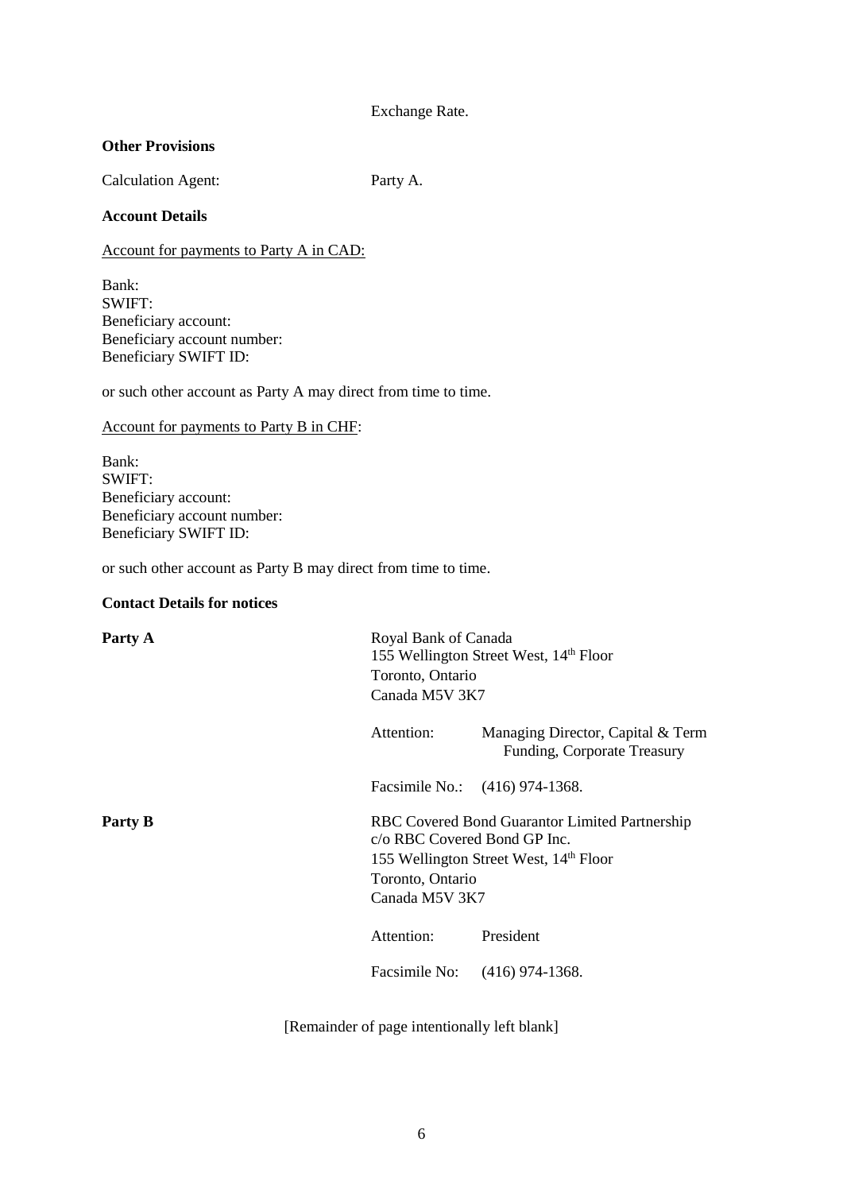Exchange Rate.

**Other Provisions**

Calculation Agent: Party A.

**Account Details**

Account for payments to Party A in CAD:

Bank:
SWIFT:
Beneficiary account:
Beneficiary account number:
Beneficiary SWIFT ID:

or such other account as Party A may direct from time to time.

Account for payments to Party B in CHF:

Bank:
SWIFT:
Beneficiary account:
Beneficiary account number:
Beneficiary SWIFT ID:

or such other account as Party B may direct from time to time.

**Contact Details for notices**

**Party A**

Royal Bank of Canada
155 Wellington Street West, 14th Floor
Toronto, Ontario
Canada M5V 3K7

Attention: Managing Director, Capital & Term Funding, Corporate Treasury

Facsimile No.: (416) 974-1368.

**Party B**

RBC Covered Bond Guarantor Limited Partnership
c/o RBC Covered Bond GP Inc.
155 Wellington Street West, 14th Floor
Toronto, Ontario
Canada M5V 3K7

Attention: President

Facsimile No: (416) 974-1368.

[Remainder of page intentionally left blank]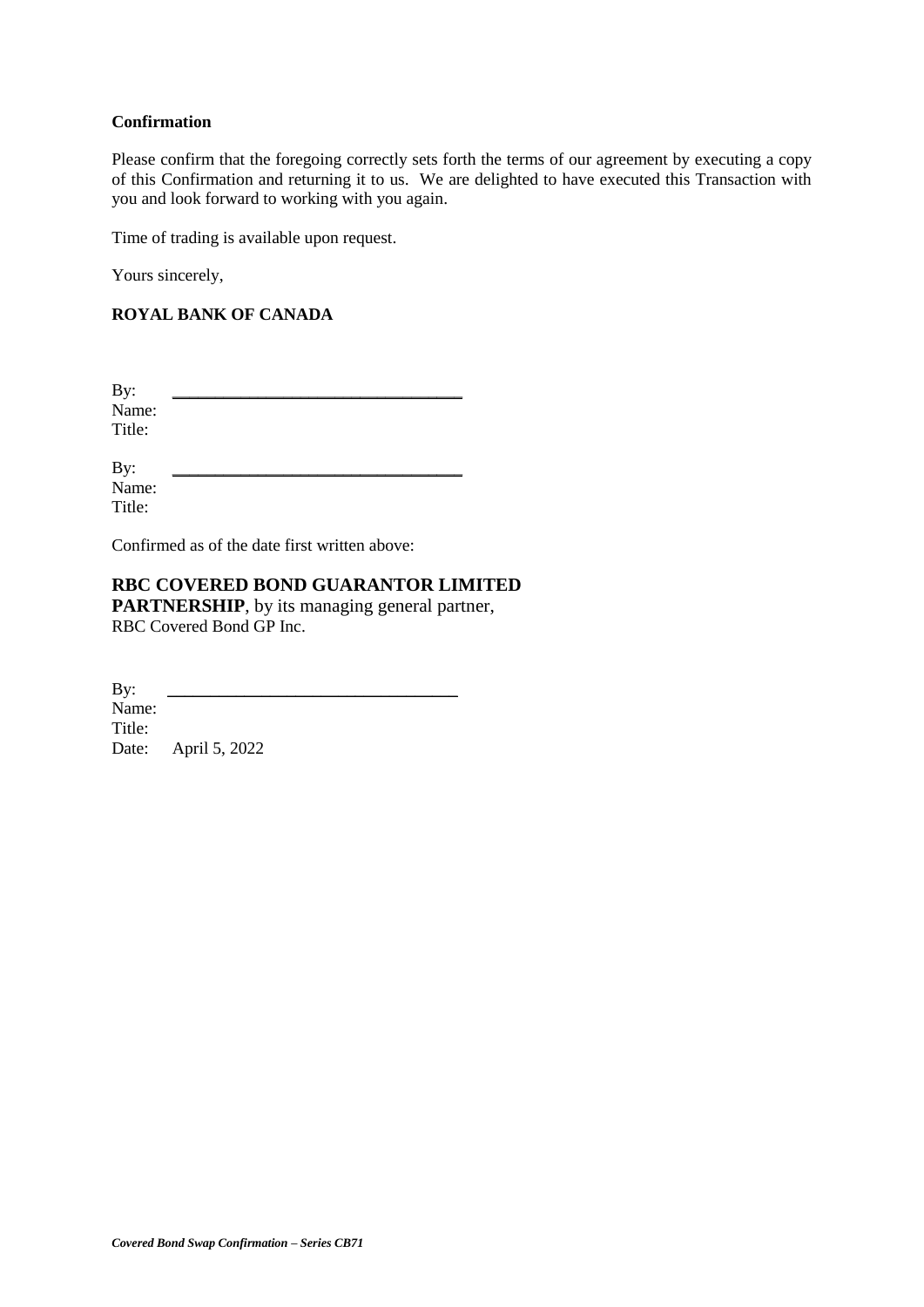**Confirmation**

Please confirm that the foregoing correctly sets forth the terms of our agreement by executing a copy of this Confirmation and returning it to us. We are delighted to have executed this Transaction with you and look forward to working with you again.

Time of trading is available upon request.

Yours sincerely,

**ROYAL BANK OF CANADA**

By: ______________________________
Name:
Title:

By: ______________________________
Name:
Title:

Confirmed as of the date first written above:

**RBC COVERED BOND GUARANTOR LIMITED PARTNERSHIP**, by its managing general partner, RBC Covered Bond GP Inc.

By: ______________________________
Name:
Title:
Date: April 5, 2022